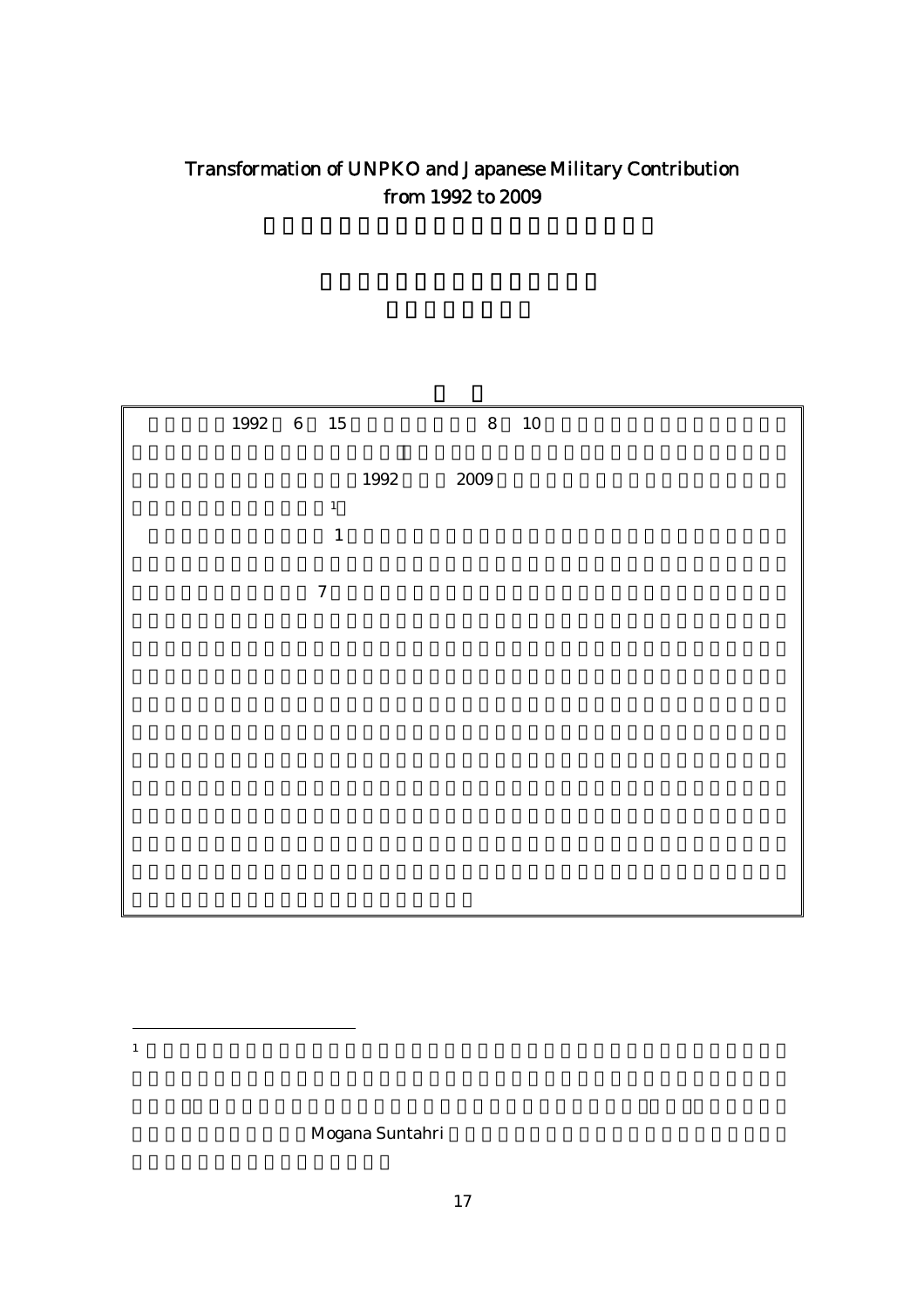# Transformation of UNPKO and Japanese Military Contribution from 1992 to 2009

1992 6 15 8 10

1992 2009

[1]

1

7

---

[1] Mogana Suntahri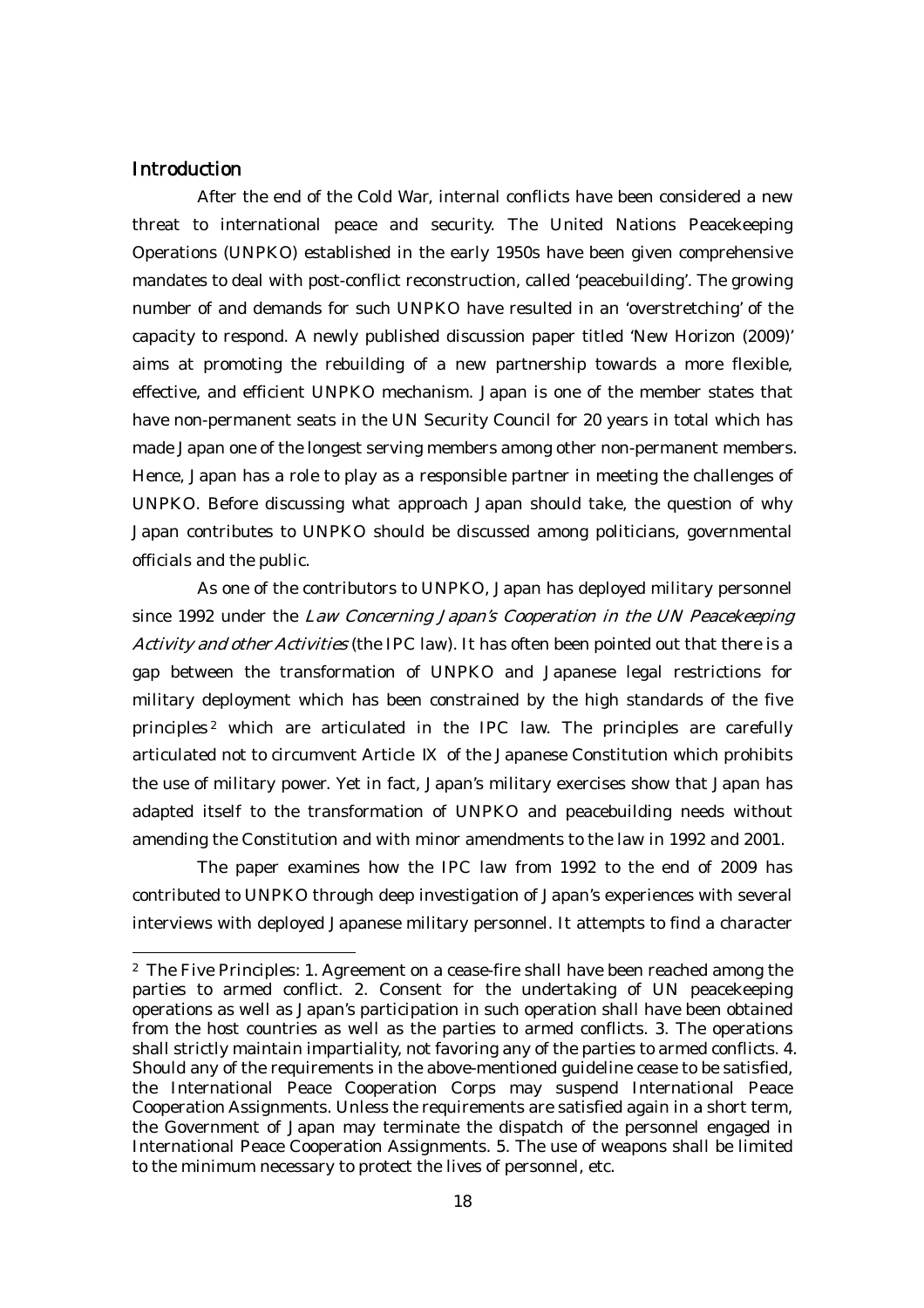## Introduction

After the end of the Cold War, internal conflicts have been considered a new threat to international peace and security. The United Nations Peacekeeping Operations (UNPKO) established in the early 1950s have been given comprehensive mandates to deal with post-conflict reconstruction, called 'peacebuilding'. The growing number of and demands for such UNPKO have resulted in an 'overstretching' of the capacity to respond. A newly published discussion paper titled 'New Horizon (2009)' aims at promoting the rebuilding of a new partnership towards a more flexible, effective, and efficient UNPKO mechanism. Japan is one of the member states that have non-permanent seats in the UN Security Council for 20 years in total which has made Japan one of the longest serving members among other non-permanent members. Hence, Japan has a role to play as a responsible partner in meeting the challenges of UNPKO. Before discussing what approach Japan should take, the question of why Japan contributes to UNPKO should be discussed among politicians, governmental officials and the public.

As one of the contributors to UNPKO, Japan has deployed military personnel since 1992 under the *Law Concerning Japan's Cooperation in the UN Peacekeeping Activity and other Activities* (the IPC law). It has often been pointed out that there is a gap between the transformation of UNPKO and Japanese legal restrictions for military deployment which has been constrained by the high standards of the five principles[2] which are articulated in the IPC law. The principles are carefully articulated not to circumvent Article IX of the Japanese Constitution which prohibits the use of military power. Yet in fact, Japan's military exercises show that Japan has adapted itself to the transformation of UNPKO and peacebuilding needs without amending the Constitution and with minor amendments to the law in 1992 and 2001.

The paper examines how the IPC law from 1992 to the end of 2009 has contributed to UNPKO through deep investigation of Japan's experiences with several interviews with deployed Japanese military personnel. It attempts to find a character

[2] The Five Principles: 1. Agreement on a cease-fire shall have been reached among the parties to armed conflict. 2. Consent for the undertaking of UN peacekeeping operations as well as Japan's participation in such operation shall have been obtained from the host countries as well as the parties to armed conflicts. 3. The operations shall strictly maintain impartiality, not favoring any of the parties to armed conflicts. 4. Should any of the requirements in the above-mentioned guideline cease to be satisfied, the International Peace Cooperation Corps may suspend International Peace Cooperation Assignments. Unless the requirements are satisfied again in a short term, the Government of Japan may terminate the dispatch of the personnel engaged in International Peace Cooperation Assignments. 5. The use of weapons shall be limited to the minimum necessary to protect the lives of personnel, etc.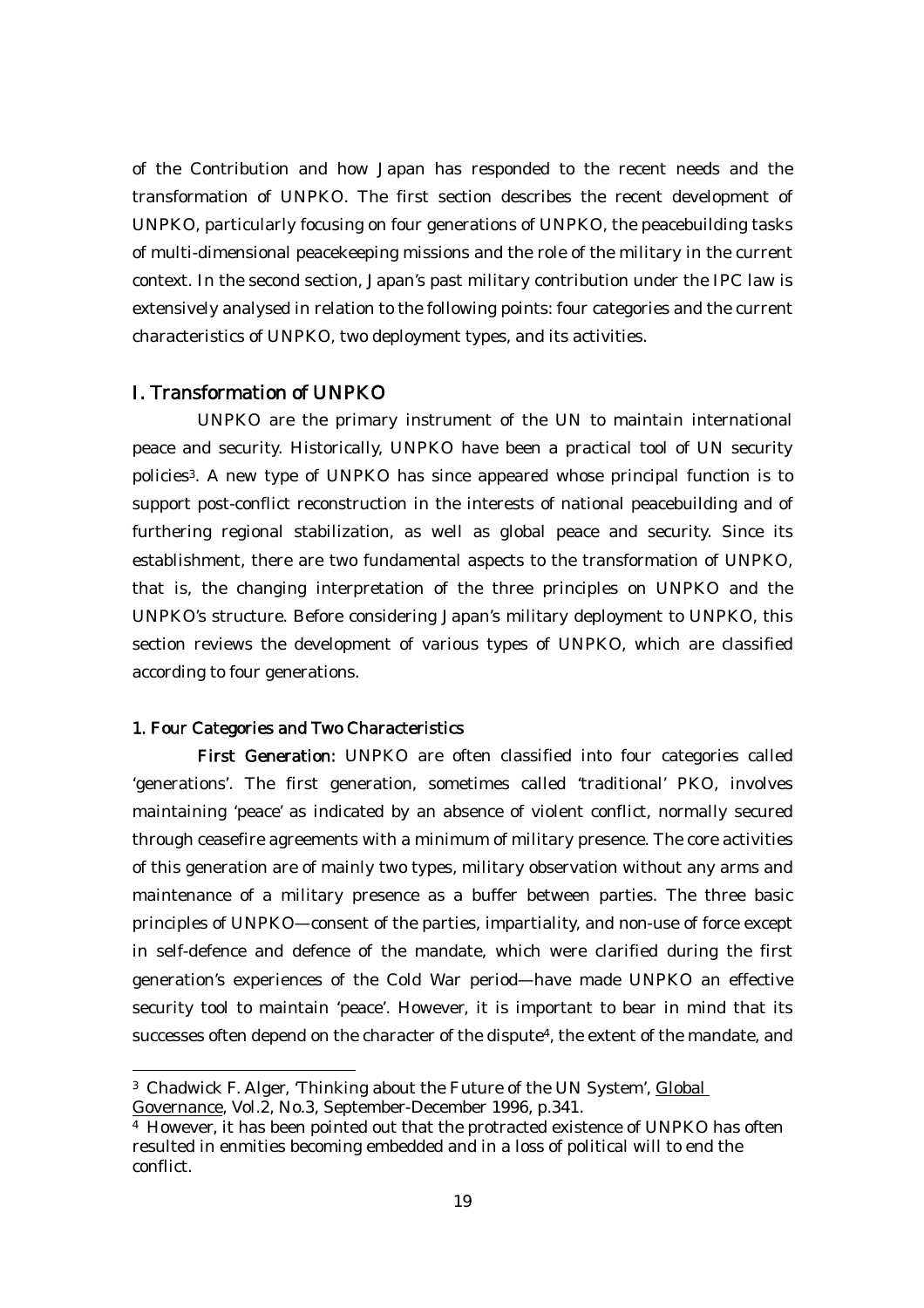of the Contribution and how Japan has responded to the recent needs and the transformation of UNPKO. The first section describes the recent development of UNPKO, particularly focusing on four generations of UNPKO, the peacebuilding tasks of multi-dimensional peacekeeping missions and the role of the military in the current context. In the second section, Japan's past military contribution under the IPC law is extensively analysed in relation to the following points: four categories and the current characteristics of UNPKO, two deployment types, and its activities.

## I. Transformation of UNPKO

UNPKO are the primary instrument of the UN to maintain international peace and security. Historically, UNPKO have been a practical tool of UN security policies[3]. A new type of UNPKO has since appeared whose principal function is to support post-conflict reconstruction in the interests of national peacebuilding and of furthering regional stabilization, as well as global peace and security. Since its establishment, there are two fundamental aspects to the transformation of UNPKO, that is, the changing interpretation of the three principles on UNPKO and the UNPKO's structure. Before considering Japan's military deployment to UNPKO, this section reviews the development of various types of UNPKO, which are classified according to four generations.

### 1. Four Categories and Two Characteristics

**First Generation:** UNPKO are often classified into four categories called 'generations'. The first generation, sometimes called 'traditional' PKO, involves maintaining 'peace' as indicated by an absence of violent conflict, normally secured through ceasefire agreements with a minimum of military presence. The core activities of this generation are of mainly two types, military observation without any arms and maintenance of a military presence as a buffer between parties. The three basic principles of UNPKO—consent of the parties, impartiality, and non-use of force except in self-defence and defence of the mandate, which were clarified during the first generation's experiences of the Cold War period—have made UNPKO an effective security tool to maintain 'peace'. However, it is important to bear in mind that its successes often depend on the character of the dispute[4], the extent of the mandate, and

---

[3] Chadwick F. Alger, 'Thinking about the Future of the UN System', Global Governance, Vol.2, No.3, September-December 1996, p.341.

[4] However, it has been pointed out that the protracted existence of UNPKO has often resulted in enmities becoming embedded and in a loss of political will to end the conflict.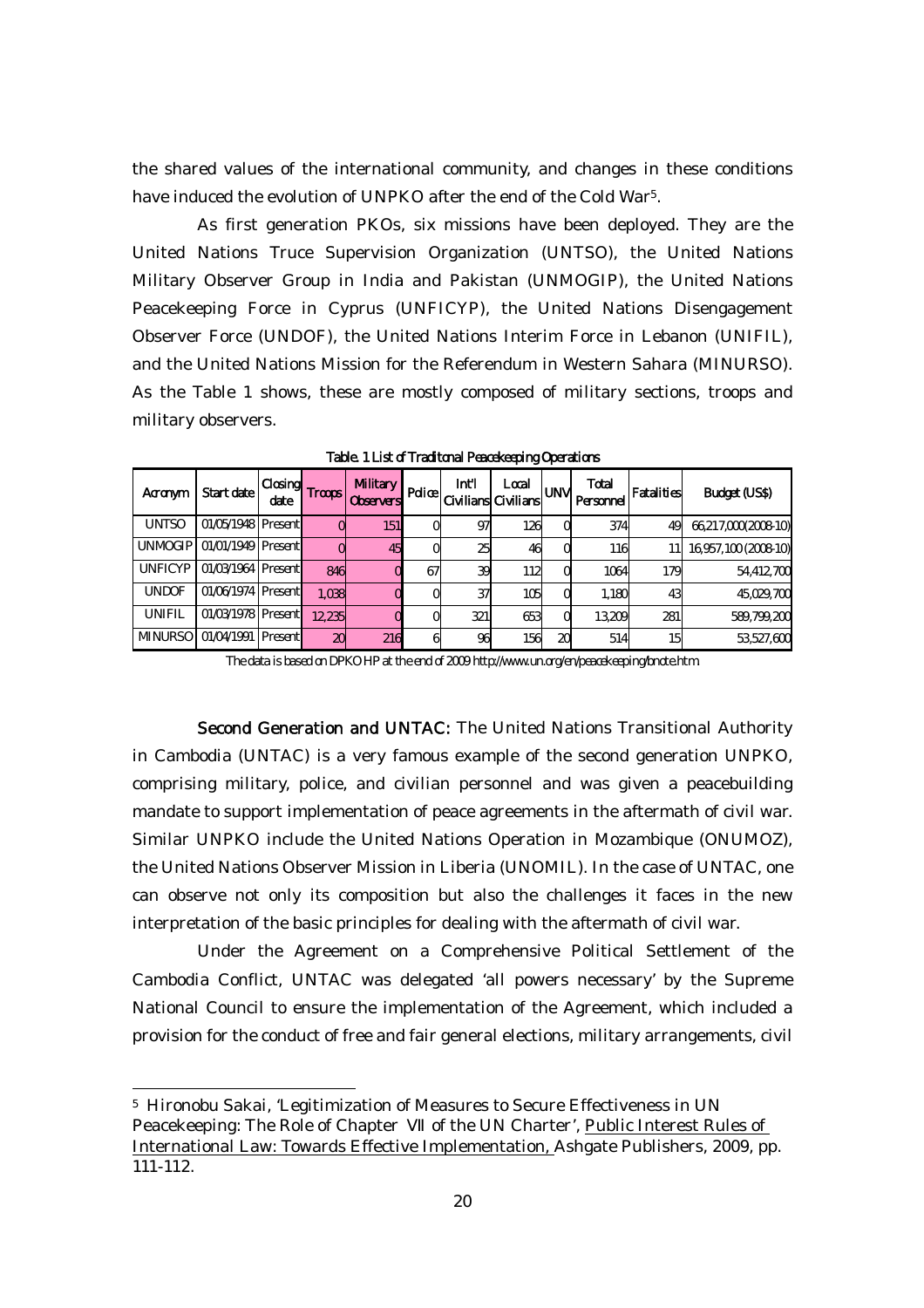the shared values of the international community, and changes in these conditions have induced the evolution of UNPKO after the end of the Cold War[5].

As first generation PKOs, six missions have been deployed. They are the United Nations Truce Supervision Organization (UNTSO), the United Nations Military Observer Group in India and Pakistan (UNMOGIP), the United Nations Peacekeeping Force in Cyprus (UNFICYP), the United Nations Disengagement Observer Force (UNDOF), the United Nations Interim Force in Lebanon (UNIFIL), and the United Nations Mission for the Referendum in Western Sahara (MINURSO). As the Table 1 shows, these are mostly composed of military sections, troops and military observers.

Table. 1 List of Traditonal Peacekeeping Operations

| Acronym | Start date | Closing date | Troops | Military Observers | Police | Int'l Civilians | Local Civilians | UNV | Total Personnel | Fatalities | Budget (US$) |
|---|---|---|---|---|---|---|---|---|---|---|---|
| UNTSO | 01/05/1948 | Present | 0 | 151 | 0 | 97 | 126 | 0 | 374 | 49 | 66,217,000(2008-10) |
| UNMOGIP | 01/01/1949 | Present | 0 | 45 | 0 | 25 | 46 | 0 | 116 | 11 | 16,957,100 (2008-10) |
| UNFICYP | 01/03/1964 | Present | 846 | 0 | 67 | 39 | 112 | 0 | 1064 | 179 | 54,412,700 |
| UNDOF | 01/06/1974 | Present | 1,038 | 0 | 0 | 37 | 105 | 0 | 1,180 | 43 | 45,029,700 |
| UNIFIL | 01/03/1978 | Present | 12,235 | 0 | 0 | 321 | 653 | 0 | 13,209 | 281 | 589,799,200 |
| MINURSO | 01/04/1991 | Present | 20 | 216 | 6 | 96 | 156 | 20 | 514 | 15 | 53,527,600 |

The data is based on DPKO HP at the end of 2009 http://www.un.org/en/peacekeeping/bnote.htm

**Second Generation and UNTAC:** The United Nations Transitional Authority in Cambodia (UNTAC) is a very famous example of the second generation UNPKO, comprising military, police, and civilian personnel and was given a peacebuilding mandate to support implementation of peace agreements in the aftermath of civil war. Similar UNPKO include the United Nations Operation in Mozambique (ONUMOZ), the United Nations Observer Mission in Liberia (UNOMIL). In the case of UNTAC, one can observe not only its composition but also the challenges it faces in the new interpretation of the basic principles for dealing with the aftermath of civil war.

Under the Agreement on a Comprehensive Political Settlement of the Cambodia Conflict, UNTAC was delegated 'all powers necessary' by the Supreme National Council to ensure the implementation of the Agreement, which included a provision for the conduct of free and fair general elections, military arrangements, civil

[5] Hironobu Sakai, 'Legitimization of Measures to Secure Effectiveness in UN Peacekeeping: The Role of Chapter VII of the UN Charter', Public Interest Rules of International Law: Towards Effective Implementation, Ashgate Publishers, 2009, pp. 111-112.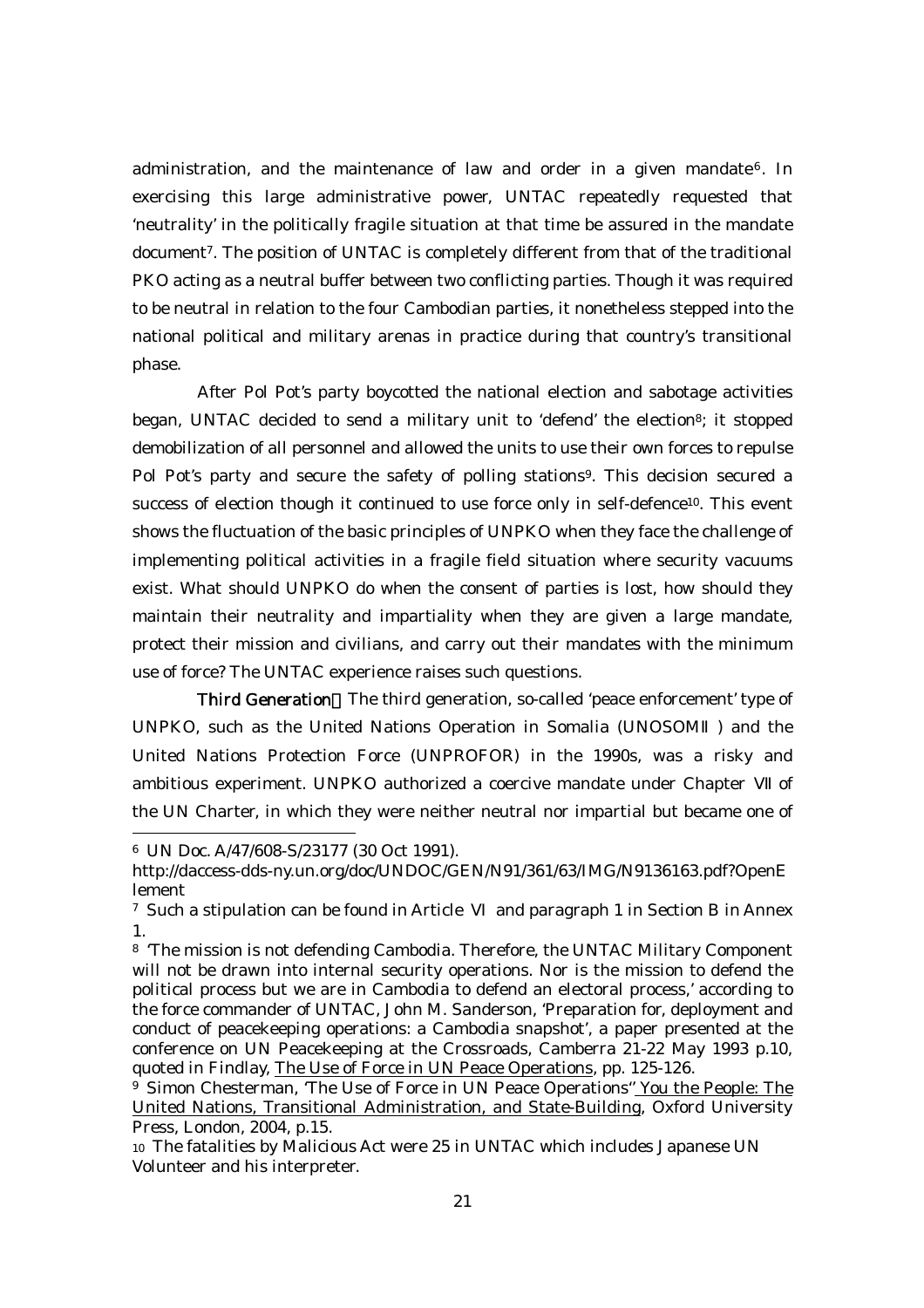administration, and the maintenance of law and order in a given mandate[6]. In exercising this large administrative power, UNTAC repeatedly requested that 'neutrality' in the politically fragile situation at that time be assured in the mandate document[7]. The position of UNTAC is completely different from that of the traditional PKO acting as a neutral buffer between two conflicting parties. Though it was required to be neutral in relation to the four Cambodian parties, it nonetheless stepped into the national political and military arenas in practice during that country's transitional phase.

After Pol Pot's party boycotted the national election and sabotage activities began, UNTAC decided to send a military unit to 'defend' the election[8]; it stopped demobilization of all personnel and allowed the units to use their own forces to repulse Pol Pot's party and secure the safety of polling stations[9]. This decision secured a success of election though it continued to use force only in self-defence[10]. This event shows the fluctuation of the basic principles of UNPKO when they face the challenge of implementing political activities in a fragile field situation where security vacuums exist. What should UNPKO do when the consent of parties is lost, how should they maintain their neutrality and impartiality when they are given a large mandate, protect their mission and civilians, and carry out their mandates with the minimum use of force? The UNTAC experience raises such questions.

**Third Generation**： The third generation, so-called 'peace enforcement' type of UNPKO, such as the United Nations Operation in Somalia (UNOSOMⅡ) and the United Nations Protection Force (UNPROFOR) in the 1990s, was a risky and ambitious experiment. UNPKO authorized a coercive mandate under Chapter Ⅶ of the UN Charter, in which they were neither neutral nor impartial but became one of

---

6 UN Doc. A/47/608-S/23177 (30 Oct 1991). http://daccess-dds-ny.un.org/doc/UNDOC/GEN/N91/361/63/IMG/N9136163.pdf?OpenElement

7 Such a stipulation can be found in Article Ⅵ and paragraph 1 in Section B in Annex 1.

8 'The mission is not defending Cambodia. Therefore, the UNTAC Military Component will not be drawn into internal security operations. Nor is the mission to defend the political process but we are in Cambodia to defend an electoral process,' according to the force commander of UNTAC, John M. Sanderson, 'Preparation for, deployment and conduct of peacekeeping operations: a Cambodia snapshot', a paper presented at the conference on UN Peacekeeping at the Crossroads, Camberra 21-22 May 1993 p.10, quoted in Findlay, The Use of Force in UN Peace Operations, pp. 125-126.

9 Simon Chesterman, 'The Use of Force in UN Peace Operations" You the People: The United Nations, Transitional Administration, and State-Building, Oxford University Press, London, 2004, p.15.

10 The fatalities by Malicious Act were 25 in UNTAC which includes Japanese UN Volunteer and his interpreter.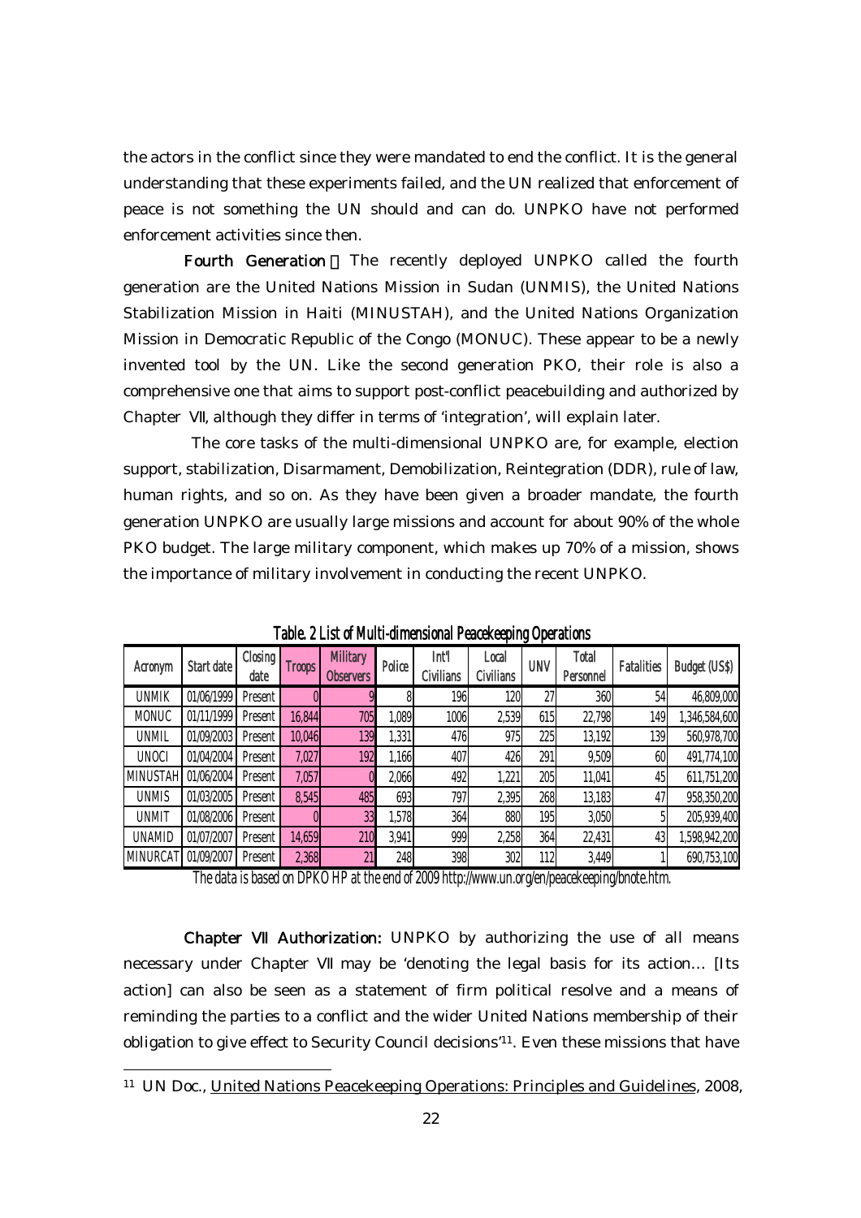the actors in the conflict since they were mandated to end the conflict. It is the general understanding that these experiments failed, and the UN realized that enforcement of peace is not something the UN should and can do. UNPKO have not performed enforcement activities since then.

**Fourth Generation**： The recently deployed UNPKO called the fourth generation are the United Nations Mission in Sudan (UNMIS), the United Nations Stabilization Mission in Haiti (MINUSTAH), and the United Nations Organization Mission in Democratic Republic of the Congo (MONUC). These appear to be a newly invented tool by the UN. Like the second generation PKO, their role is also a comprehensive one that aims to support post-conflict peacebuilding and authorized by Chapter Ⅶ, although they differ in terms of 'integration', will explain later.

The core tasks of the multi-dimensional UNPKO are, for example, election support, stabilization, Disarmament, Demobilization, Reintegration (DDR), rule of law, human rights, and so on. As they have been given a broader mandate, the fourth generation UNPKO are usually large missions and account for about 90% of the whole PKO budget. The large military component, which makes up 70% of a mission, shows the importance of military involvement in conducting the recent UNPKO.

**Table. 2 List of Multi-dimensional Peacekeeping Operations**

| Acronym | Start date | Closing date | Troops | Military Observers | Police | Int'l Civilians | Local Civilians | UNV | Total Personnel | Fatalities | Budget (US$) |
|---|---|---|---|---|---|---|---|---|---|---|---|
| UNMIK | 01/06/1999 | Present | 0 | 9 | 8 | 196 | 120 | 27 | 360 | 54 | 46,809,000 |
| MONUC | 01/11/1999 | Present | 16,844 | 705 | 1,089 | 1006 | 2,539 | 615 | 22,798 | 149 | 1,346,584,600 |
| UNMIL | 01/09/2003 | Present | 10,046 | 139 | 1,331 | 476 | 975 | 225 | 13,192 | 139 | 560,978,700 |
| UNOCI | 01/04/2004 | Present | 7,027 | 192 | 1,166 | 407 | 426 | 291 | 9,509 | 60 | 491,774,100 |
| MINUSTAH | 01/06/2004 | Present | 7,057 | 0 | 2,066 | 492 | 1,221 | 205 | 11,041 | 45 | 611,751,200 |
| UNMIS | 01/03/2005 | Present | 8,545 | 485 | 693 | 797 | 2,395 | 268 | 13,183 | 47 | 958,350,200 |
| UNMIT | 01/08/2006 | Present | 0 | 33 | 1,578 | 364 | 880 | 195 | 3,050 | 5 | 205,939,400 |
| UNAMID | 01/07/2007 | Present | 14,659 | 210 | 3,941 | 999 | 2,258 | 364 | 22,431 | 43 | 1,598,942,200 |
| MINURCAT | 01/09/2007 | Present | 2,368 | 21 | 248 | 398 | 302 | 112 | 3,449 | 1 | 690,753,100 |

*The data is based on DPKO HP at the end of 2009 http://www.un.org/en/peacekeeping/bnote.htm.*

**Chapter Ⅶ Authorization:** UNPKO by authorizing the use of all means necessary under Chapter Ⅶ may be 'denoting the legal basis for its action... [Its action] can also be seen as a statement of firm political resolve and a means of reminding the parties to a conflict and the wider United Nations membership of their obligation to give effect to Security Council decisions'[11]. Even these missions that have

[11] UN Doc., United Nations Peacekeeping Operations: Principles and Guidelines, 2008,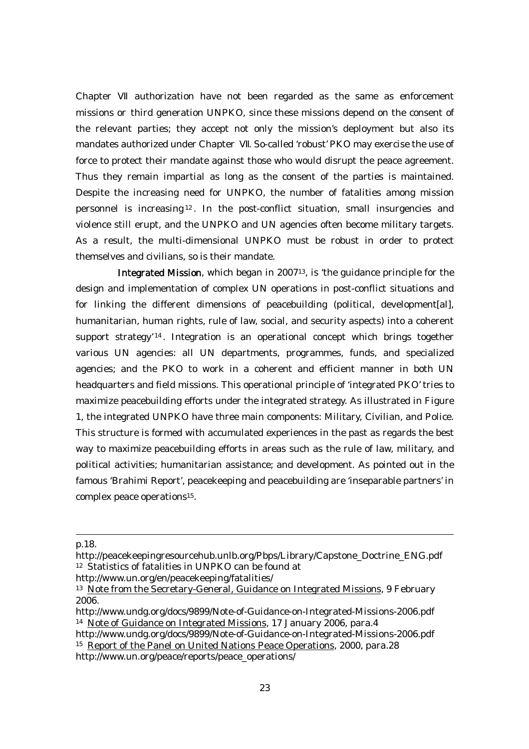Chapter VII authorization have not been regarded as the same as enforcement missions or third generation UNPKO, since these missions depend on the consent of the relevant parties; they accept not only the mission's deployment but also its mandates authorized under Chapter VII. So-called 'robust' PKO may exercise the use of force to protect their mandate against those who would disrupt the peace agreement. Thus they remain impartial as long as the consent of the parties is maintained. Despite the increasing need for UNPKO, the number of fatalities among mission personnel is increasing[12]. In the post-conflict situation, small insurgencies and violence still erupt, and the UNPKO and UN agencies often become military targets. As a result, the multi-dimensional UNPKO must be robust in order to protect themselves and civilians, so is their mandate.

**Integrated Mission**, which began in 2007[13], is 'the guidance principle for the design and implementation of complex UN operations in post-conflict situations and for linking the different dimensions of peacebuilding (political, development[al], humanitarian, human rights, rule of law, social, and security aspects) into a coherent support strategy'[14]. Integration is an operational concept which brings together various UN agencies: all UN departments, programmes, funds, and specialized agencies; and the PKO to work in a coherent and efficient manner in both UN headquarters and field missions. This operational principle of 'integrated PKO' tries to maximize peacebuilding efforts under the integrated strategy. As illustrated in Figure 1, the integrated UNPKO have three main components: Military, Civilian, and Police. This structure is formed with accumulated experiences in the past as regards the best way to maximize peacebuilding efforts in areas such as the rule of law, military, and political activities; humanitarian assistance; and development. As pointed out in the famous 'Brahimi Report', peacekeeping and peacebuilding are 'inseparable partners' in complex peace operations[15].

---

p.18.
http://peacekeepingresourcehub.unlb.org/Pbps/Library/Capstone_Doctrine_ENG.pdf

[12] Statistics of fatalities in UNPKO can be found at
http://www.un.org/en/peacekeeping/fatalities/

[13] Note from the Secretary-General, Guidance on Integrated Missions, 9 February 2006.
http://www.undg.org/docs/9899/Note-of-Guidance-on-Integrated-Missions-2006.pdf

[14] Note of Guidance on Integrated Missions, 17 January 2006, para.4
http://www.undg.org/docs/9899/Note-of-Guidance-on-Integrated-Missions-2006.pdf

[15] Report of the Panel on United Nations Peace Operations, 2000, para.28
http://www.un.org/peace/reports/peace_operations/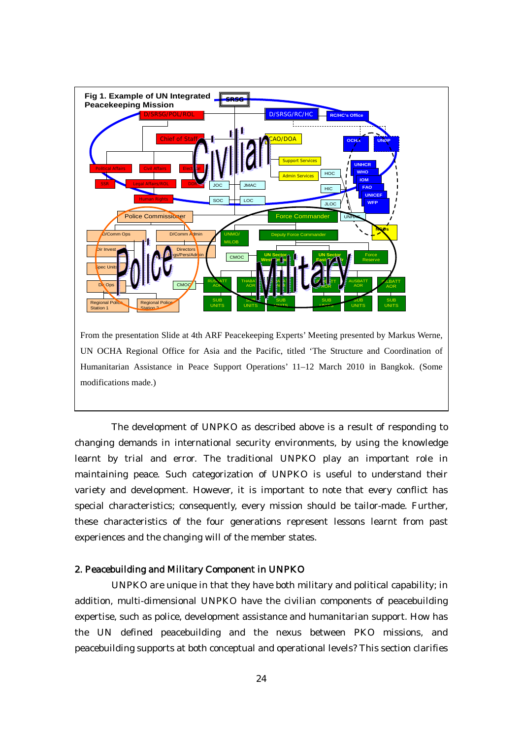**Fig 1. Example of UN Integrated Peacekeeping Mission**

From the presentation Slide at 4th ARF Peacekeeping Experts' Meeting presented by Markus Werne, UN OCHA Regional Office for Asia and the Pacific, titled 'The Structure and Coordination of Humanitarian Assistance in Peace Support Operations' 11–12 March 2010 in Bangkok. (Some modifications made.)

The development of UNPKO as described above is a result of responding to changing demands in international security environments, by using the knowledge learnt by trial and error. The traditional UNPKO play an important role in maintaining peace. Such categorization of UNPKO is useful to understand their variety and development. However, it is important to note that every conflict has special characteristics; consequently, every mission should be tailor-made. Further, these characteristics of the four generations represent lessons learnt from past experiences and the changing will of the member states.

## 2. Peacebuilding and Military Component in UNPKO

UNPKO are unique in that they have both military and political capability; in addition, multi-dimensional UNPKO have the civilian components of peacebuilding expertise, such as police, development assistance and humanitarian support. How has the UN defined peacebuilding and the nexus between PKO missions, and peacebuilding supports at both conceptual and operational levels? This section clarifies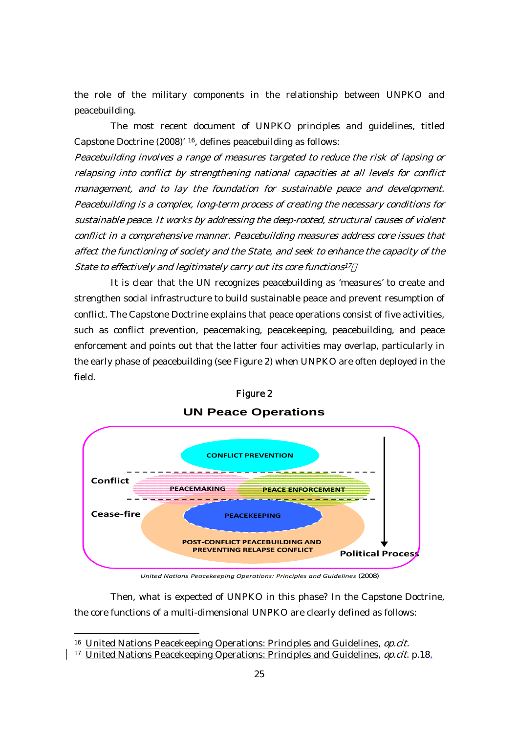the role of the military components in the relationship between UNPKO and peacebuilding.

The most recent document of UNPKO principles and guidelines, titled Capstone Doctrine (2008)' [16], defines peacebuilding as follows:

*Peacebuilding involves a range of measures targeted to reduce the risk of lapsing or relapsing into conflict by strengthening national capacities at all levels for conflict management, and to lay the foundation for sustainable peace and development. Peacebuilding is a complex, long-term process of creating the necessary conditions for sustainable peace. It works by addressing the deep-rooted, structural causes of violent conflict in a comprehensive manner. Peacebuilding measures address core issues that affect the functioning of society and the State, and seek to enhance the capacity of the State to effectively and legitimately carry out its core functions*[17]

It is clear that the UN recognizes peacebuilding as 'measures' to create and strengthen social infrastructure to build sustainable peace and prevent resumption of conflict. The Capstone Doctrine explains that peace operations consist of five activities, such as conflict prevention, peacemaking, peacekeeping, peacebuilding, and peace enforcement and points out that the latter four activities may overlap, particularly in the early phase of peacebuilding (see Figure 2) when UNPKO are often deployed in the field.

Figure 2

**UN Peace Operations**

CONFLICT PREVENTION

Conflict — PEACEMAKING — PEACE ENFORCEMENT

Cease-fire — PEACEKEEPING

POST-CONFLICT PEACEBUILDING AND PREVENTING RELAPSE CONFLICT

Political Process

*United Nations Peacekeeping Operations: Principles and Guidelines* (2008)

Then, what is expected of UNPKO in this phase? In the Capstone Doctrine, the core functions of a multi-dimensional UNPKO are clearly defined as follows:

---

[16] United Nations Peacekeeping Operations: Principles and Guidelines, *op.cit.*

[17] United Nations Peacekeeping Operations: Principles and Guidelines, *op.cit.* p.18.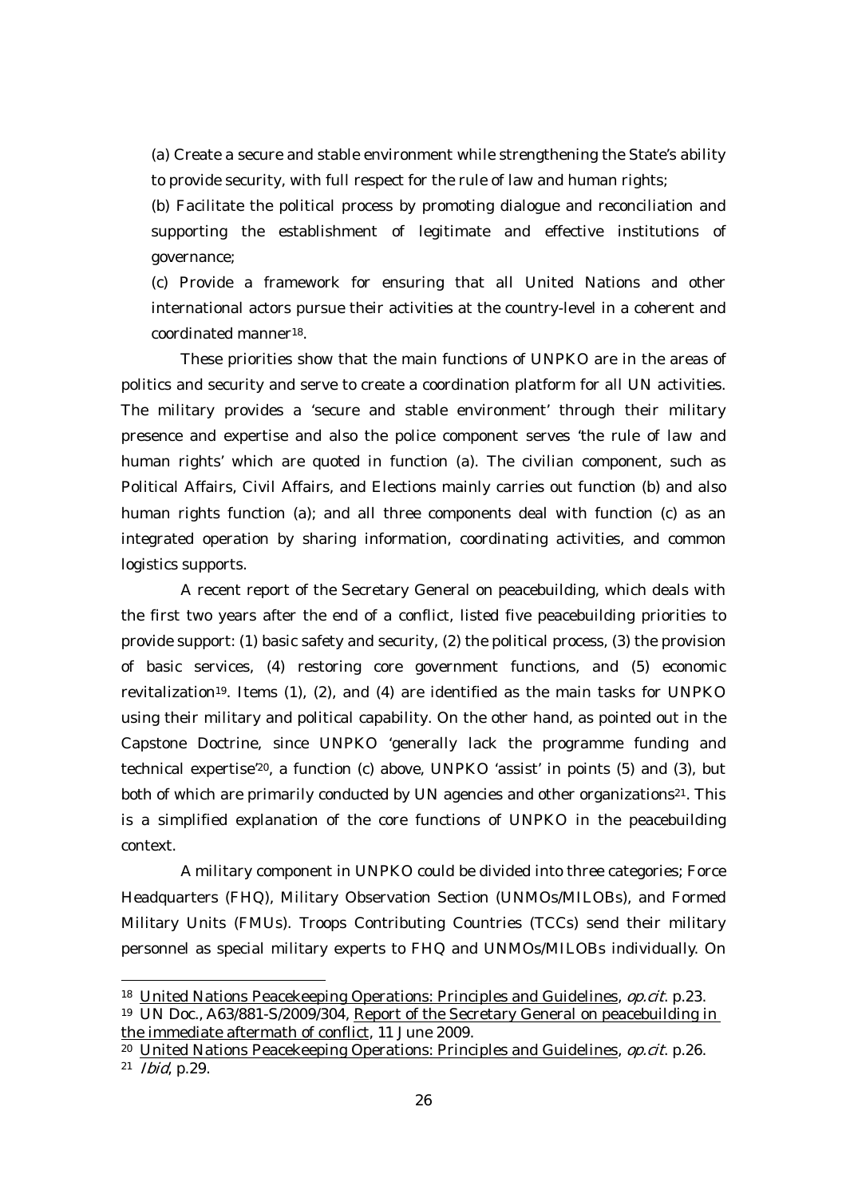(a) Create a secure and stable environment while strengthening the State's ability to provide security, with full respect for the rule of law and human rights;

(b) Facilitate the political process by promoting dialogue and reconciliation and supporting the establishment of legitimate and effective institutions of governance;

(c) Provide a framework for ensuring that all United Nations and other international actors pursue their activities at the country-level in a coherent and coordinated manner[18].

These priorities show that the main functions of UNPKO are in the areas of politics and security and serve to create a coordination platform for all UN activities. The military provides a 'secure and stable environment' through their military presence and expertise and also the police component serves 'the rule of law and human rights' which are quoted in function (a). The civilian component, such as Political Affairs, Civil Affairs, and Elections mainly carries out function (b) and also human rights function (a); and all three components deal with function (c) as an integrated operation by sharing information, coordinating activities, and common logistics supports.

A recent report of the Secretary General on peacebuilding, which deals with the first two years after the end of a conflict, listed five peacebuilding priorities to provide support: (1) basic safety and security, (2) the political process, (3) the provision of basic services, (4) restoring core government functions, and (5) economic revitalization[19]. Items (1), (2), and (4) are identified as the main tasks for UNPKO using their military and political capability. On the other hand, as pointed out in the Capstone Doctrine, since UNPKO 'generally lack the programme funding and technical expertise'[20], a function (c) above, UNPKO 'assist' in points (5) and (3), but both of which are primarily conducted by UN agencies and other organizations[21]. This is a simplified explanation of the core functions of UNPKO in the peacebuilding context.

A military component in UNPKO could be divided into three categories; Force Headquarters (FHQ), Military Observation Section (UNMOs/MILOBs), and Formed Military Units (FMUs). Troops Contributing Countries (TCCs) send their military personnel as special military experts to FHQ and UNMOs/MILOBs individually. On

---

[18] United Nations Peacekeeping Operations: Principles and Guidelines, *op.cit.* p.23.

[19] UN Doc., A63/881-S/2009/304, Report of the Secretary General on peacebuilding in the immediate aftermath of conflict, 11 June 2009.

[20] United Nations Peacekeeping Operations: Principles and Guidelines, *op.cit.* p.26.

[21] *Ibid*, p.29.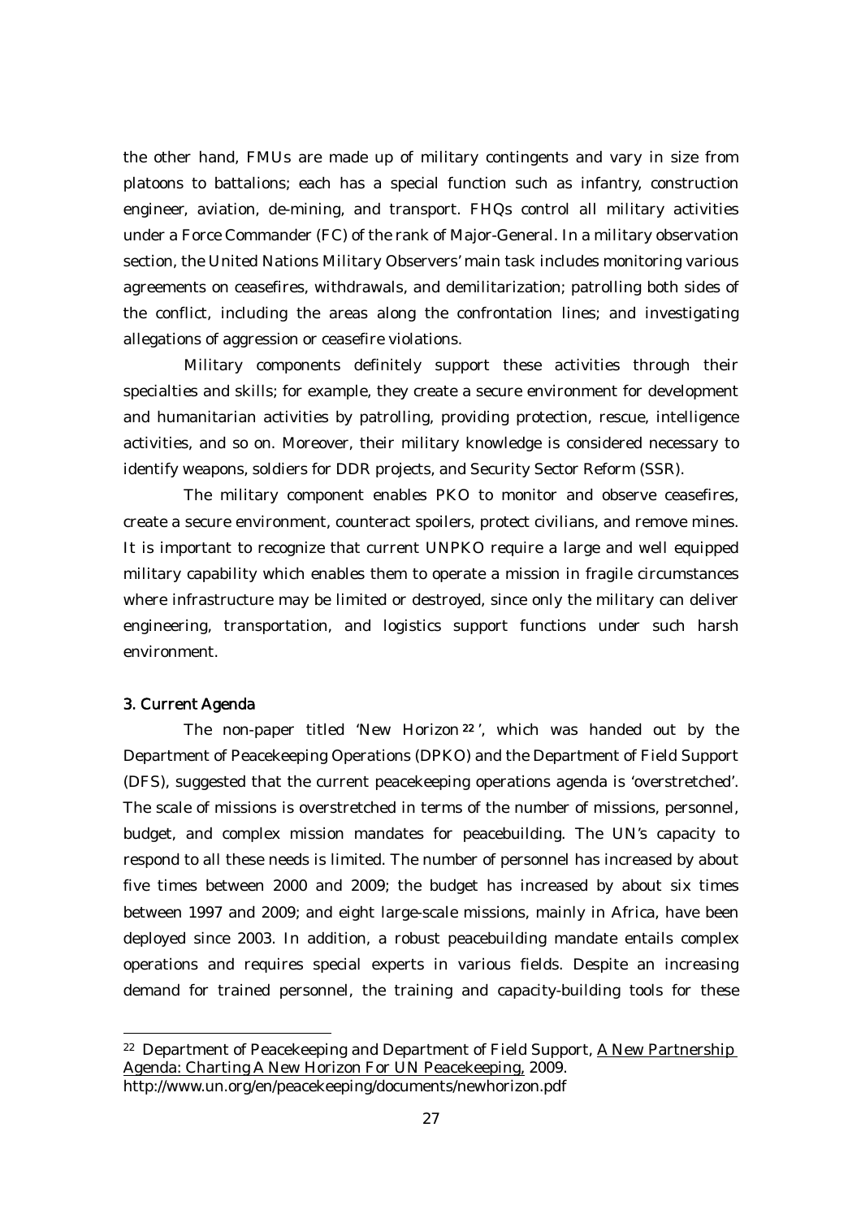the other hand, FMUs are made up of military contingents and vary in size from platoons to battalions; each has a special function such as infantry, construction engineer, aviation, de-mining, and transport. FHQs control all military activities under a Force Commander (FC) of the rank of Major-General. In a military observation section, the United Nations Military Observers' main task includes monitoring various agreements on ceasefires, withdrawals, and demilitarization; patrolling both sides of the conflict, including the areas along the confrontation lines; and investigating allegations of aggression or ceasefire violations.

Military components definitely support these activities through their specialties and skills; for example, they create a secure environment for development and humanitarian activities by patrolling, providing protection, rescue, intelligence activities, and so on. Moreover, their military knowledge is considered necessary to identify weapons, soldiers for DDR projects, and Security Sector Reform (SSR).

The military component enables PKO to monitor and observe ceasefires, create a secure environment, counteract spoilers, protect civilians, and remove mines. It is important to recognize that current UNPKO require a large and well equipped military capability which enables them to operate a mission in fragile circumstances where infrastructure may be limited or destroyed, since only the military can deliver engineering, transportation, and logistics support functions under such harsh environment.

### 3. Current Agenda

The non-paper titled 'New Horizon[22]', which was handed out by the Department of Peacekeeping Operations (DPKO) and the Department of Field Support (DFS), suggested that the current peacekeeping operations agenda is 'overstretched'. The scale of missions is overstretched in terms of the number of missions, personnel, budget, and complex mission mandates for peacebuilding. The UN's capacity to respond to all these needs is limited. The number of personnel has increased by about five times between 2000 and 2009; the budget has increased by about six times between 1997 and 2009; and eight large-scale missions, mainly in Africa, have been deployed since 2003. In addition, a robust peacebuilding mandate entails complex operations and requires special experts in various fields. Despite an increasing demand for trained personnel, the training and capacity-building tools for these

---

[22] Department of Peacekeeping and Department of Field Support, A New Partnership Agenda: Charting A New Horizon For UN Peacekeeping, 2009. http://www.un.org/en/peacekeeping/documents/newhorizon.pdf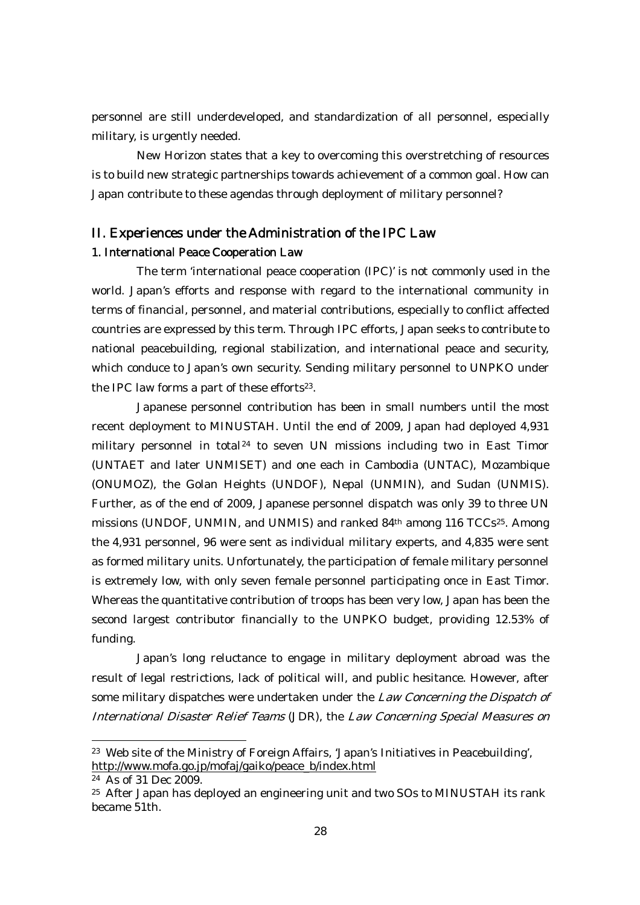personnel are still underdeveloped, and standardization of all personnel, especially military, is urgently needed.

New Horizon states that a key to overcoming this overstretching of resources is to build new strategic partnerships towards achievement of a common goal. How can Japan contribute to these agendas through deployment of military personnel?

## II. Experiences under the Administration of the IPC Law

### 1. International Peace Cooperation Law

The term 'international peace cooperation (IPC)' is not commonly used in the world. Japan's efforts and response with regard to the international community in terms of financial, personnel, and material contributions, especially to conflict affected countries are expressed by this term. Through IPC efforts, Japan seeks to contribute to national peacebuilding, regional stabilization, and international peace and security, which conduce to Japan's own security. Sending military personnel to UNPKO under the IPC law forms a part of these efforts[23].

Japanese personnel contribution has been in small numbers until the most recent deployment to MINUSTAH. Until the end of 2009, Japan had deployed 4,931 military personnel in total[24] to seven UN missions including two in East Timor (UNTAET and later UNMISET) and one each in Cambodia (UNTAC), Mozambique (ONUMOZ), the Golan Heights (UNDOF), Nepal (UNMIN), and Sudan (UNMIS). Further, as of the end of 2009, Japanese personnel dispatch was only 39 to three UN missions (UNDOF, UNMIN, and UNMIS) and ranked 84th among 116 TCCs[25]. Among the 4,931 personnel, 96 were sent as individual military experts, and 4,835 were sent as formed military units. Unfortunately, the participation of female military personnel is extremely low, with only seven female personnel participating once in East Timor. Whereas the quantitative contribution of troops has been very low, Japan has been the second largest contributor financially to the UNPKO budget, providing 12.53% of funding.

Japan's long reluctance to engage in military deployment abroad was the result of legal restrictions, lack of political will, and public hesitance. However, after some military dispatches were undertaken under the *Law Concerning the Dispatch of International Disaster Relief Teams* (JDR), the *Law Concerning Special Measures on*

---

[23] Web site of the Ministry of Foreign Affairs, 'Japan's Initiatives in Peacebuilding', http://www.mofa.go.jp/mofaj/gaiko/peace_b/index.html

[24] As of 31 Dec 2009.

[25] After Japan has deployed an engineering unit and two SOs to MINUSTAH its rank became 51th.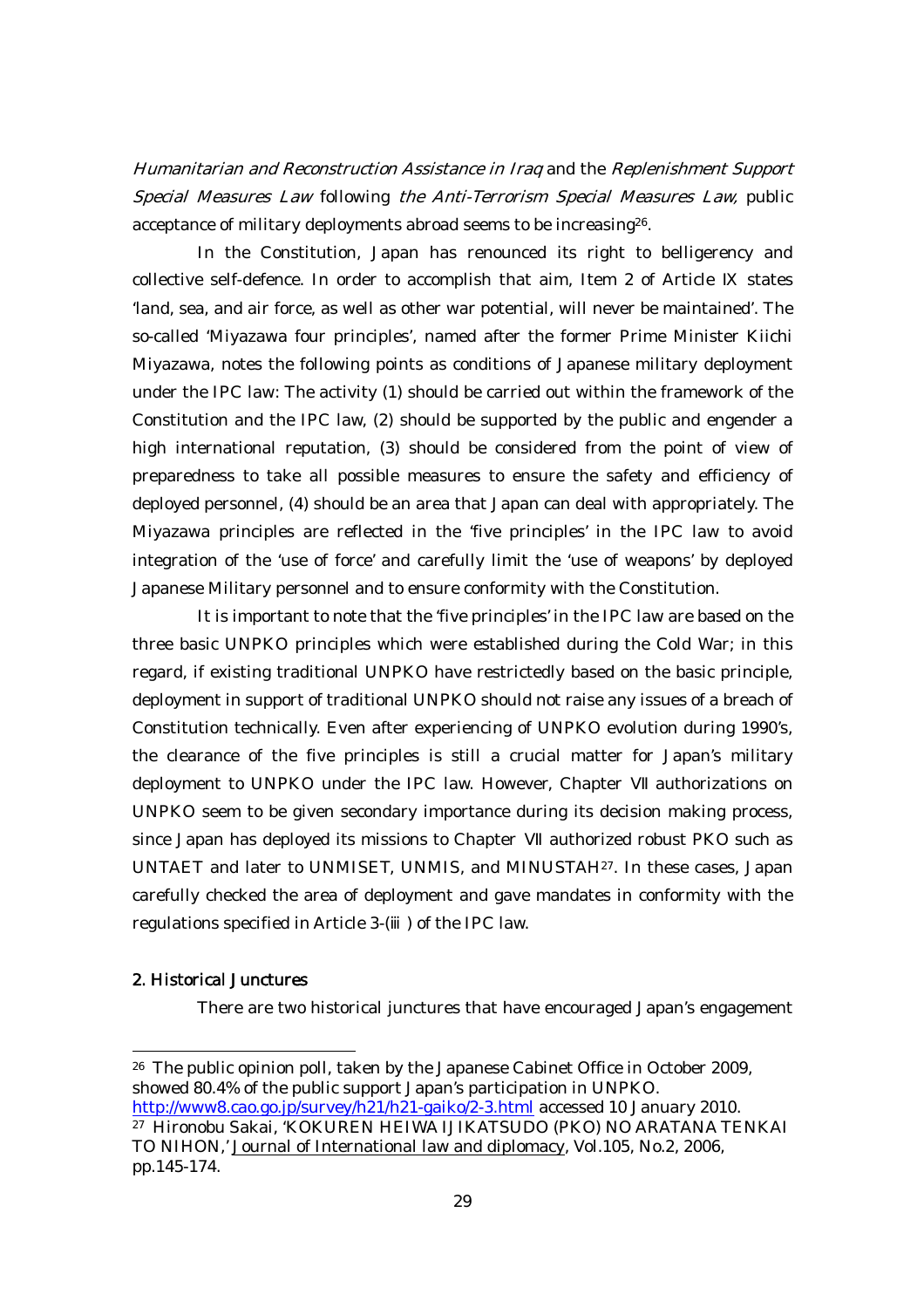*Humanitarian and Reconstruction Assistance in Iraq* and the *Replenishment Support Special Measures Law* following *the Anti-Terrorism Special Measures Law,* public acceptance of military deployments abroad seems to be increasing[26].

In the Constitution, Japan has renounced its right to belligerency and collective self-defence. In order to accomplish that aim, Item 2 of Article IX states 'land, sea, and air force, as well as other war potential, will never be maintained'. The so-called 'Miyazawa four principles', named after the former Prime Minister Kiichi Miyazawa, notes the following points as conditions of Japanese military deployment under the IPC law: The activity (1) should be carried out within the framework of the Constitution and the IPC law, (2) should be supported by the public and engender a high international reputation, (3) should be considered from the point of view of preparedness to take all possible measures to ensure the safety and efficiency of deployed personnel, (4) should be an area that Japan can deal with appropriately. The Miyazawa principles are reflected in the 'five principles' in the IPC law to avoid integration of the 'use of force' and carefully limit the 'use of weapons' by deployed Japanese Military personnel and to ensure conformity with the Constitution.

It is important to note that the 'five principles' in the IPC law are based on the three basic UNPKO principles which were established during the Cold War; in this regard, if existing traditional UNPKO have restrictedly based on the basic principle, deployment in support of traditional UNPKO should not raise any issues of a breach of Constitution technically. Even after experiencing of UNPKO evolution during 1990's, the clearance of the five principles is still a crucial matter for Japan's military deployment to UNPKO under the IPC law. However, Chapter VII authorizations on UNPKO seem to be given secondary importance during its decision making process, since Japan has deployed its missions to Chapter VII authorized robust PKO such as UNTAET and later to UNMISET, UNMIS, and MINUSTAH[27]. In these cases, Japan carefully checked the area of deployment and gave mandates in conformity with the regulations specified in Article 3-(iii) of the IPC law.

## 2. Historical Junctures

There are two historical junctures that have encouraged Japan's engagement

---

[26] The public opinion poll, taken by the Japanese Cabinet Office in October 2009, showed 80.4% of the public support Japan's participation in UNPKO. http://www8.cao.go.jp/survey/h21/h21-gaiko/2-3.html accessed 10 January 2010.

[27] Hironobu Sakai, 'KOKUREN HEIWA IJIKATSUDO (PKO) NO ARATANA TENKAI TO NIHON,' Journal of International law and diplomacy, Vol.105, No.2, 2006, pp.145-174.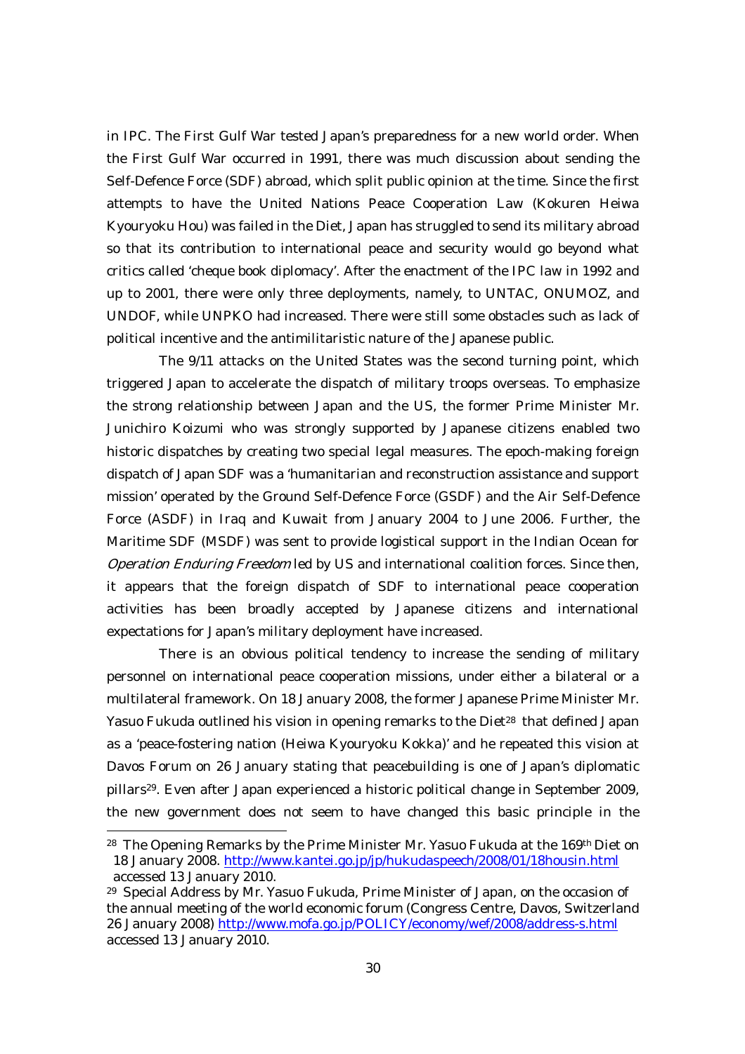in IPC. The First Gulf War tested Japan's preparedness for a new world order. When the First Gulf War occurred in 1991, there was much discussion about sending the Self-Defence Force (SDF) abroad, which split public opinion at the time. Since the first attempts to have the United Nations Peace Cooperation Law (Kokuren Heiwa Kyouryoku Hou) was failed in the Diet, Japan has struggled to send its military abroad so that its contribution to international peace and security would go beyond what critics called 'cheque book diplomacy'. After the enactment of the IPC law in 1992 and up to 2001, there were only three deployments, namely, to UNTAC, ONUMOZ, and UNDOF, while UNPKO had increased. There were still some obstacles such as lack of political incentive and the antimilitaristic nature of the Japanese public.

The 9/11 attacks on the United States was the second turning point, which triggered Japan to accelerate the dispatch of military troops overseas. To emphasize the strong relationship between Japan and the US, the former Prime Minister Mr. Junichiro Koizumi who was strongly supported by Japanese citizens enabled two historic dispatches by creating two special legal measures. The epoch-making foreign dispatch of Japan SDF was a 'humanitarian and reconstruction assistance and support mission' operated by the Ground Self-Defence Force (GSDF) and the Air Self-Defence Force (ASDF) in Iraq and Kuwait from January 2004 to June 2006. Further, the Maritime SDF (MSDF) was sent to provide logistical support in the Indian Ocean for *Operation Enduring Freedom* led by US and international coalition forces. Since then, it appears that the foreign dispatch of SDF to international peace cooperation activities has been broadly accepted by Japanese citizens and international expectations for Japan's military deployment have increased.

There is an obvious political tendency to increase the sending of military personnel on international peace cooperation missions, under either a bilateral or a multilateral framework. On 18 January 2008, the former Japanese Prime Minister Mr. Yasuo Fukuda outlined his vision in opening remarks to the Diet[28] that defined Japan as a 'peace-fostering nation (Heiwa Kyouryoku Kokka)' and he repeated this vision at Davos Forum on 26 January stating that peacebuilding is one of Japan's diplomatic pillars[29]. Even after Japan experienced a historic political change in September 2009, the new government does not seem to have changed this basic principle in the

---

[28] The Opening Remarks by the Prime Minister Mr. Yasuo Fukuda at the 169th Diet on 18 January 2008. http://www.kantei.go.jp/jp/hukudaspeech/2008/01/18housin.html accessed 13 January 2010.

[29] Special Address by Mr. Yasuo Fukuda, Prime Minister of Japan, on the occasion of the annual meeting of the world economic forum (Congress Centre, Davos, Switzerland 26 January 2008) http://www.mofa.go.jp/POLICY/economy/wef/2008/address-s.html accessed 13 January 2010.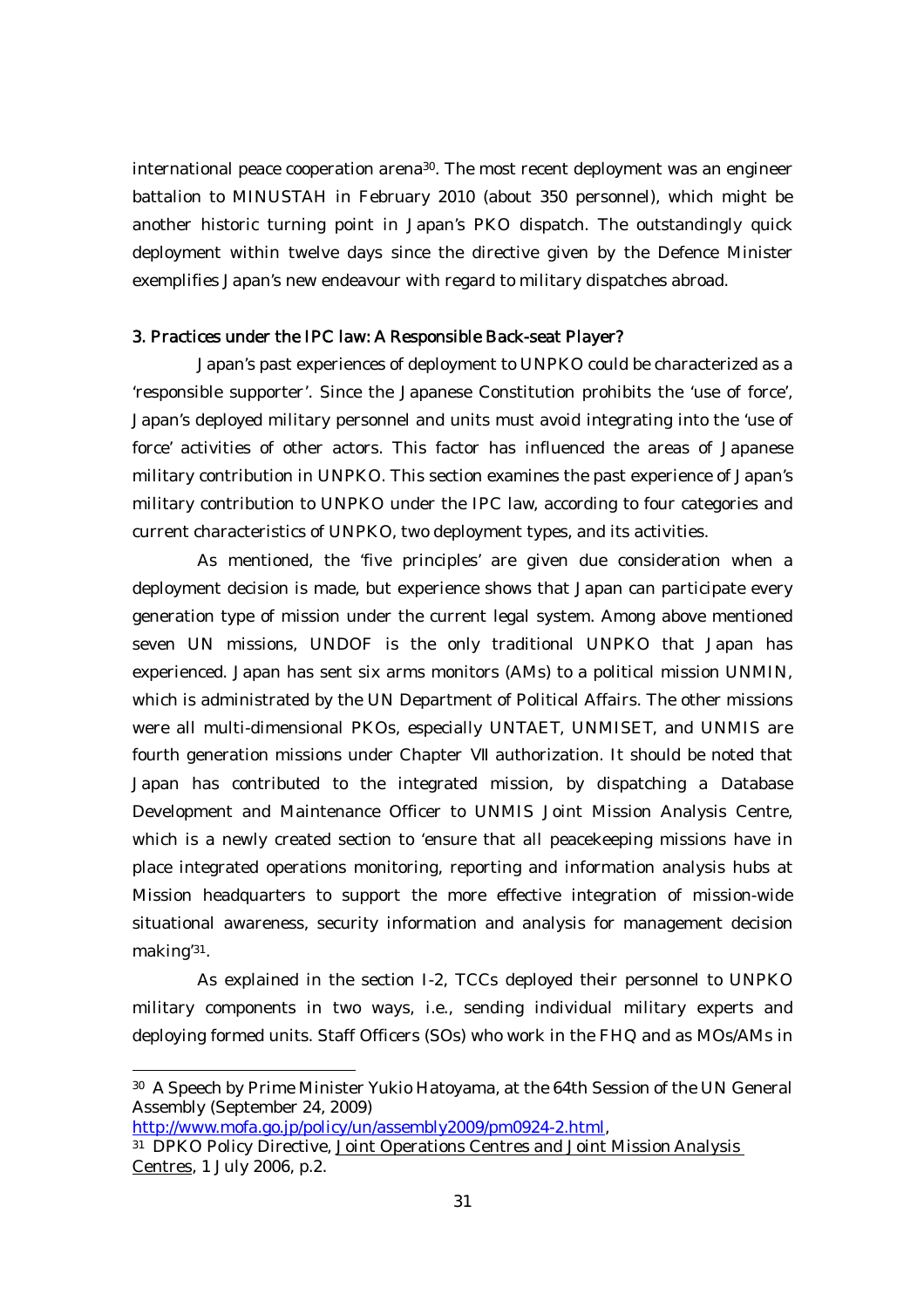international peace cooperation arena[30]. The most recent deployment was an engineer battalion to MINUSTAH in February 2010 (about 350 personnel), which might be another historic turning point in Japan's PKO dispatch. The outstandingly quick deployment within twelve days since the directive given by the Defence Minister exemplifies Japan's new endeavour with regard to military dispatches abroad.

### 3. Practices under the IPC law: A Responsible Back-seat Player?

Japan's past experiences of deployment to UNPKO could be characterized as a 'responsible supporter'. Since the Japanese Constitution prohibits the 'use of force', Japan's deployed military personnel and units must avoid integrating into the 'use of force' activities of other actors. This factor has influenced the areas of Japanese military contribution in UNPKO. This section examines the past experience of Japan's military contribution to UNPKO under the IPC law, according to four categories and current characteristics of UNPKO, two deployment types, and its activities.

As mentioned, the 'five principles' are given due consideration when a deployment decision is made, but experience shows that Japan can participate every generation type of mission under the current legal system. Among above mentioned seven UN missions, UNDOF is the only traditional UNPKO that Japan has experienced. Japan has sent six arms monitors (AMs) to a political mission UNMIN, which is administrated by the UN Department of Political Affairs. The other missions were all multi-dimensional PKOs, especially UNTAET, UNMISET, and UNMIS are fourth generation missions under Chapter VII authorization. It should be noted that Japan has contributed to the integrated mission, by dispatching a Database Development and Maintenance Officer to UNMIS Joint Mission Analysis Centre, which is a newly created section to 'ensure that all peacekeeping missions have in place integrated operations monitoring, reporting and information analysis hubs at Mission headquarters to support the more effective integration of mission-wide situational awareness, security information and analysis for management decision making'[31].

As explained in the section I-2, TCCs deployed their personnel to UNPKO military components in two ways, i.e., sending individual military experts and deploying formed units. Staff Officers (SOs) who work in the FHQ and as MOs/AMs in

---

[30] A Speech by Prime Minister Yukio Hatoyama, at the 64th Session of the UN General Assembly (September 24, 2009) http://www.mofa.go.jp/policy/un/assembly2009/pm0924-2.html,

[31] DPKO Policy Directive, Joint Operations Centres and Joint Mission Analysis Centres, 1 July 2006, p.2.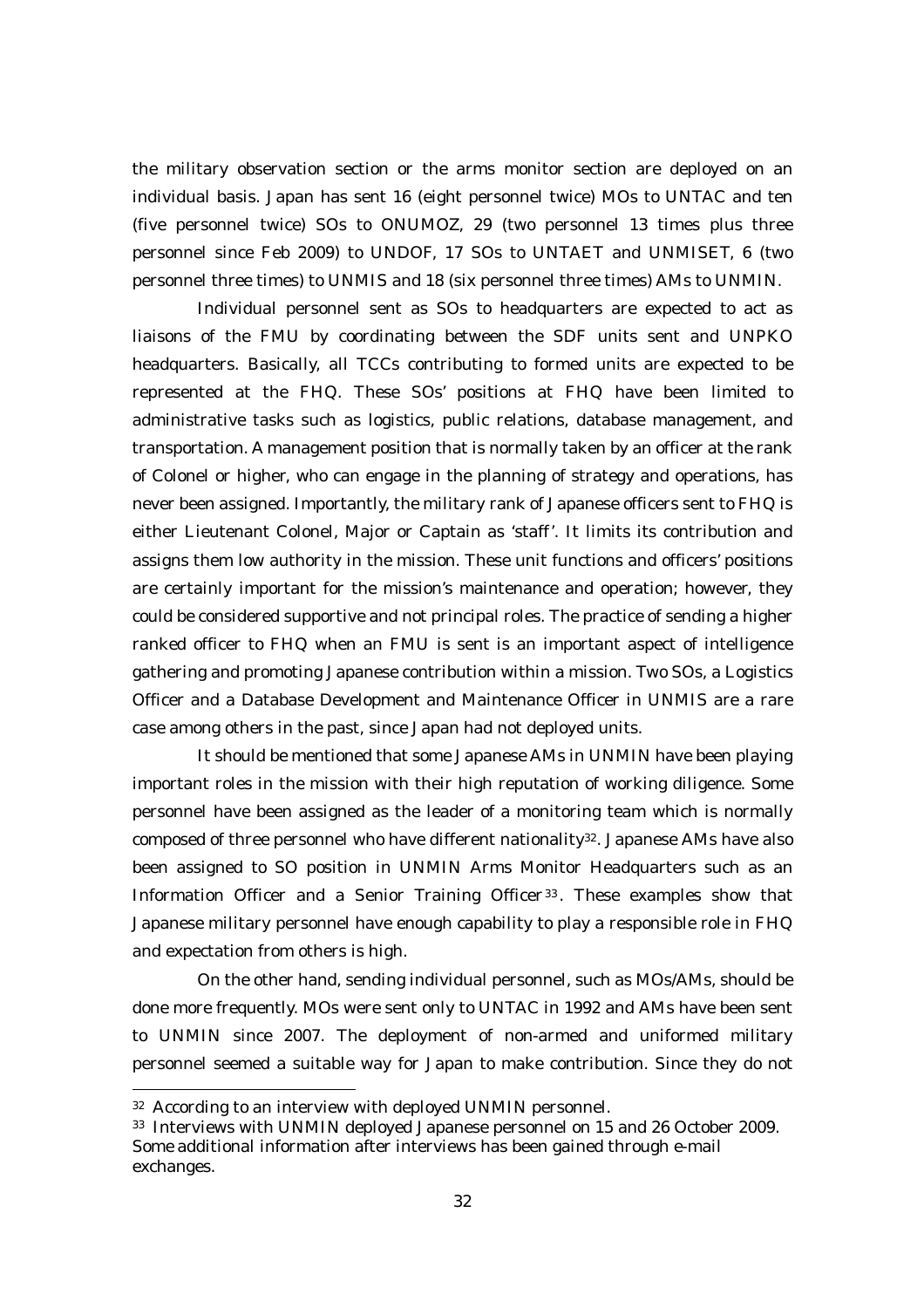the military observation section or the arms monitor section are deployed on an individual basis. Japan has sent 16 (eight personnel twice) MOs to UNTAC and ten (five personnel twice) SOs to ONUMOZ, 29 (two personnel 13 times plus three personnel since Feb 2009) to UNDOF, 17 SOs to UNTAET and UNMISET, 6 (two personnel three times) to UNMIS and 18 (six personnel three times) AMs to UNMIN.

Individual personnel sent as SOs to headquarters are expected to act as liaisons of the FMU by coordinating between the SDF units sent and UNPKO headquarters. Basically, all TCCs contributing to formed units are expected to be represented at the FHQ. These SOs' positions at FHQ have been limited to administrative tasks such as logistics, public relations, database management, and transportation. A management position that is normally taken by an officer at the rank of Colonel or higher, who can engage in the planning of strategy and operations, has never been assigned. Importantly, the military rank of Japanese officers sent to FHQ is either Lieutenant Colonel, Major or Captain as 'staff'. It limits its contribution and assigns them low authority in the mission. These unit functions and officers' positions are certainly important for the mission's maintenance and operation; however, they could be considered supportive and not principal roles. The practice of sending a higher ranked officer to FHQ when an FMU is sent is an important aspect of intelligence gathering and promoting Japanese contribution within a mission. Two SOs, a Logistics Officer and a Database Development and Maintenance Officer in UNMIS are a rare case among others in the past, since Japan had not deployed units.

It should be mentioned that some Japanese AMs in UNMIN have been playing important roles in the mission with their high reputation of working diligence. Some personnel have been assigned as the leader of a monitoring team which is normally composed of three personnel who have different nationality[32]. Japanese AMs have also been assigned to SO position in UNMIN Arms Monitor Headquarters such as an Information Officer and a Senior Training Officer[33]. These examples show that Japanese military personnel have enough capability to play a responsible role in FHQ and expectation from others is high.

On the other hand, sending individual personnel, such as MOs/AMs, should be done more frequently. MOs were sent only to UNTAC in 1992 and AMs have been sent to UNMIN since 2007. The deployment of non-armed and uniformed military personnel seemed a suitable way for Japan to make contribution. Since they do not

---

[32] According to an interview with deployed UNMIN personnel.

[33] Interviews with UNMIN deployed Japanese personnel on 15 and 26 October 2009. Some additional information after interviews has been gained through e-mail exchanges.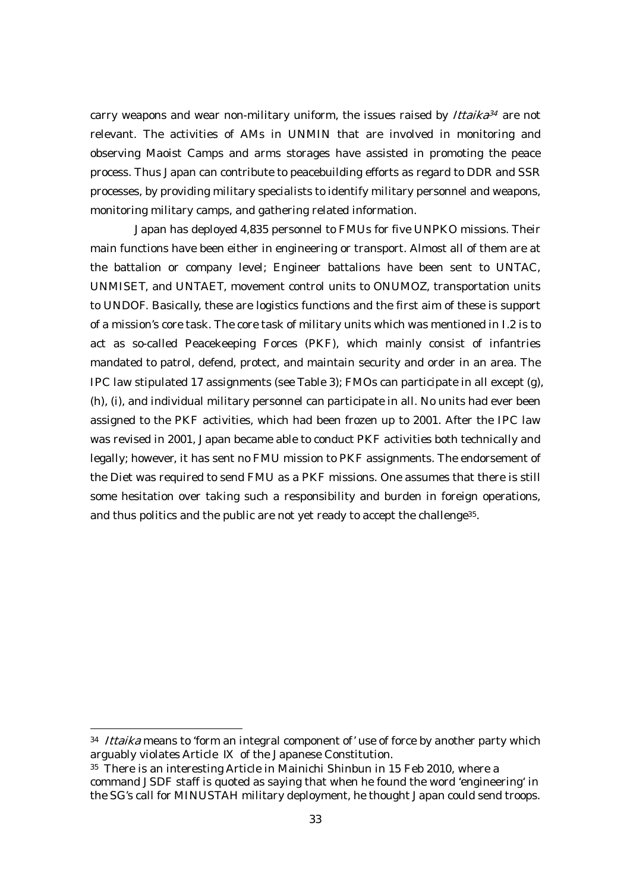carry weapons and wear non-military uniform, the issues raised by *Ittaika*[34] are not relevant. The activities of AMs in UNMIN that are involved in monitoring and observing Maoist Camps and arms storages have assisted in promoting the peace process. Thus Japan can contribute to peacebuilding efforts as regard to DDR and SSR processes, by providing military specialists to identify military personnel and weapons, monitoring military camps, and gathering related information.

Japan has deployed 4,835 personnel to FMUs for five UNPKO missions. Their main functions have been either in engineering or transport. Almost all of them are at the battalion or company level; Engineer battalions have been sent to UNTAC, UNMISET, and UNTAET, movement control units to ONUMOZ, transportation units to UNDOF. Basically, these are logistics functions and the first aim of these is support of a mission's core task. The core task of military units which was mentioned in I.2 is to act as so-called Peacekeeping Forces (PKF), which mainly consist of infantries mandated to patrol, defend, protect, and maintain security and order in an area. The IPC law stipulated 17 assignments (see Table 3); FMOs can participate in all except (g), (h), (i), and individual military personnel can participate in all. No units had ever been assigned to the PKF activities, which had been frozen up to 2001. After the IPC law was revised in 2001, Japan became able to conduct PKF activities both technically and legally; however, it has sent no FMU mission to PKF assignments. The endorsement of the Diet was required to send FMU as a PKF missions. One assumes that there is still some hesitation over taking such a responsibility and burden in foreign operations, and thus politics and the public are not yet ready to accept the challenge[35].

---

[34] *Ittaika* means to 'form an integral component of' use of force by another party which arguably violates Article IX of the Japanese Constitution.

[35] There is an interesting Article in Mainichi Shinbun in 15 Feb 2010, where a command JSDF staff is quoted as saying that when he found the word 'engineering' in the SG's call for MINUSTAH military deployment, he thought Japan could send troops.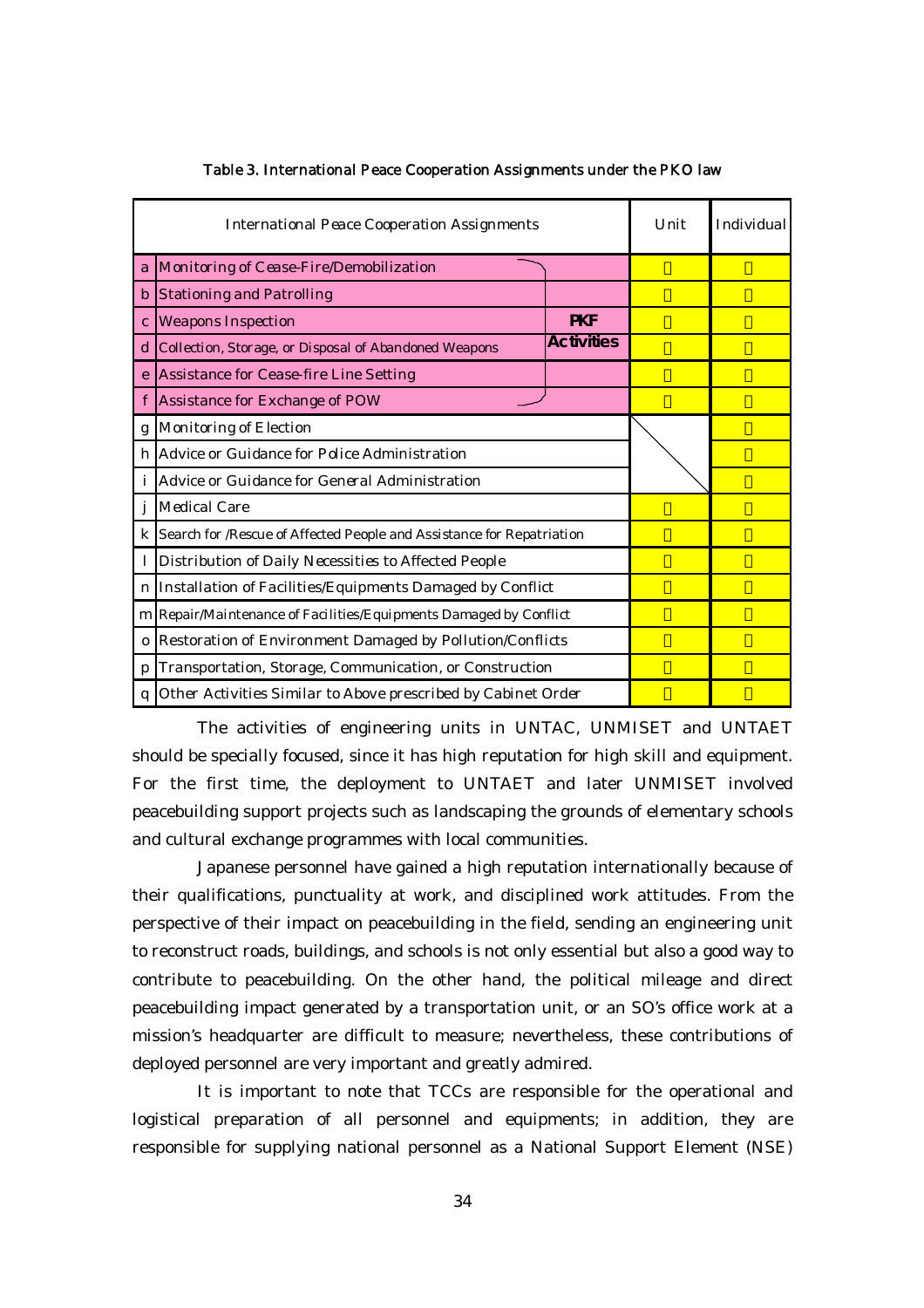Table 3. International Peace Cooperation Assignments under the PKO law

| | International Peace Cooperation Assignments | | Unit | Individual |
|---|---|---|---|---|
| a | Monitoring of Cease-Fire/Demobilization | PKF Activities | ○ | ○ |
| b | Stationing and Patrolling | | ○ | ○ |
| c | Weapons Inspection | | ○ | ○ |
| d | Collection, Storage, or Disposal of Abandoned Weapons | | ○ | ○ |
| e | Assistance for Cease-fire Line Setting | | ○ | ○ |
| f | Assistance for Exchange of POW | | ○ | ○ |
| g | Monitoring of Election | | | ○ |
| h | Advice or Guidance for Police Administration | | | ○ |
| i | Advice or Guidance for General Administration | | | ○ |
| j | Medical Care | | ○ | ○ |
| k | Search for /Rescue of Affected People and Assistance for Repatriation | | ○ | ○ |
| l | Distribution of Daily Necessities to Affected People | | ○ | ○ |
| n | Installation of Facilities/Equipments Damaged by Conflict | | ○ | ○ |
| m | Repair/Maintenance of Facilities/Equipments Damaged by Conflict | | ○ | ○ |
| o | Restoration of Environment Damaged by Pollution/Conflicts | | ○ | ○ |
| p | Transportation, Storage, Communication, or Construction | | ○ | ○ |
| q | Other Activities Similar to Above prescribed by Cabinet Order | | ○ | ○ |

The activities of engineering units in UNTAC, UNMISET and UNTAET should be specially focused, since it has high reputation for high skill and equipment. For the first time, the deployment to UNTAET and later UNMISET involved peacebuilding support projects such as landscaping the grounds of elementary schools and cultural exchange programmes with local communities.

Japanese personnel have gained a high reputation internationally because of their qualifications, punctuality at work, and disciplined work attitudes. From the perspective of their impact on peacebuilding in the field, sending an engineering unit to reconstruct roads, buildings, and schools is not only essential but also a good way to contribute to peacebuilding. On the other hand, the political mileage and direct peacebuilding impact generated by a transportation unit, or an SO's office work at a mission's headquarter are difficult to measure; nevertheless, these contributions of deployed personnel are very important and greatly admired.

It is important to note that TCCs are responsible for the operational and logistical preparation of all personnel and equipments; in addition, they are responsible for supplying national personnel as a National Support Element (NSE)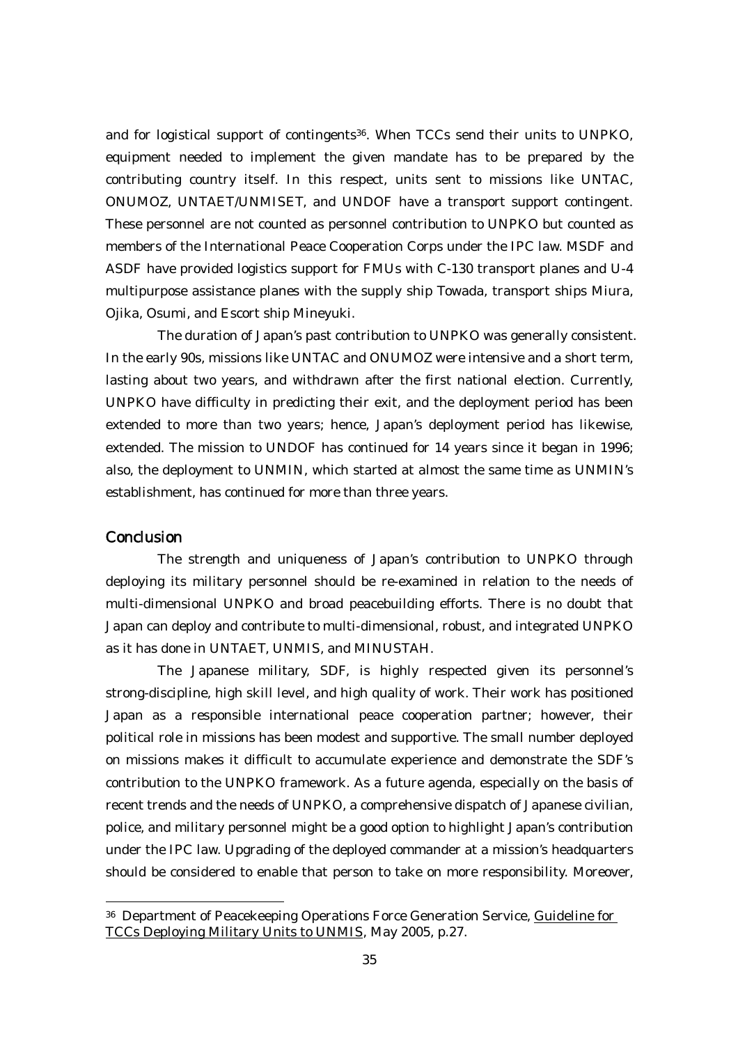and for logistical support of contingents[36]. When TCCs send their units to UNPKO, equipment needed to implement the given mandate has to be prepared by the contributing country itself. In this respect, units sent to missions like UNTAC, ONUMOZ, UNTAET/UNMISET, and UNDOF have a transport support contingent. These personnel are not counted as personnel contribution to UNPKO but counted as members of the International Peace Cooperation Corps under the IPC law. MSDF and ASDF have provided logistics support for FMUs with C-130 transport planes and U-4 multipurpose assistance planes with the supply ship Towada, transport ships Miura, Ojika, Osumi, and Escort ship Mineyuki.

The duration of Japan's past contribution to UNPKO was generally consistent. In the early 90s, missions like UNTAC and ONUMOZ were intensive and a short term, lasting about two years, and withdrawn after the first national election. Currently, UNPKO have difficulty in predicting their exit, and the deployment period has been extended to more than two years; hence, Japan's deployment period has likewise, extended. The mission to UNDOF has continued for 14 years since it began in 1996; also, the deployment to UNMIN, which started at almost the same time as UNMIN's establishment, has continued for more than three years.

## Conclusion

The strength and uniqueness of Japan's contribution to UNPKO through deploying its military personnel should be re-examined in relation to the needs of multi-dimensional UNPKO and broad peacebuilding efforts. There is no doubt that Japan can deploy and contribute to multi-dimensional, robust, and integrated UNPKO as it has done in UNTAET, UNMIS, and MINUSTAH.

The Japanese military, SDF, is highly respected given its personnel's strong-discipline, high skill level, and high quality of work. Their work has positioned Japan as a responsible international peace cooperation partner; however, their political role in missions has been modest and supportive. The small number deployed on missions makes it difficult to accumulate experience and demonstrate the SDF's contribution to the UNPKO framework. As a future agenda, especially on the basis of recent trends and the needs of UNPKO, a comprehensive dispatch of Japanese civilian, police, and military personnel might be a good option to highlight Japan's contribution under the IPC law. Upgrading of the deployed commander at a mission's headquarters should be considered to enable that person to take on more responsibility. Moreover,

---

[36] Department of Peacekeeping Operations Force Generation Service, Guideline for TCCs Deploying Military Units to UNMIS, May 2005, p.27.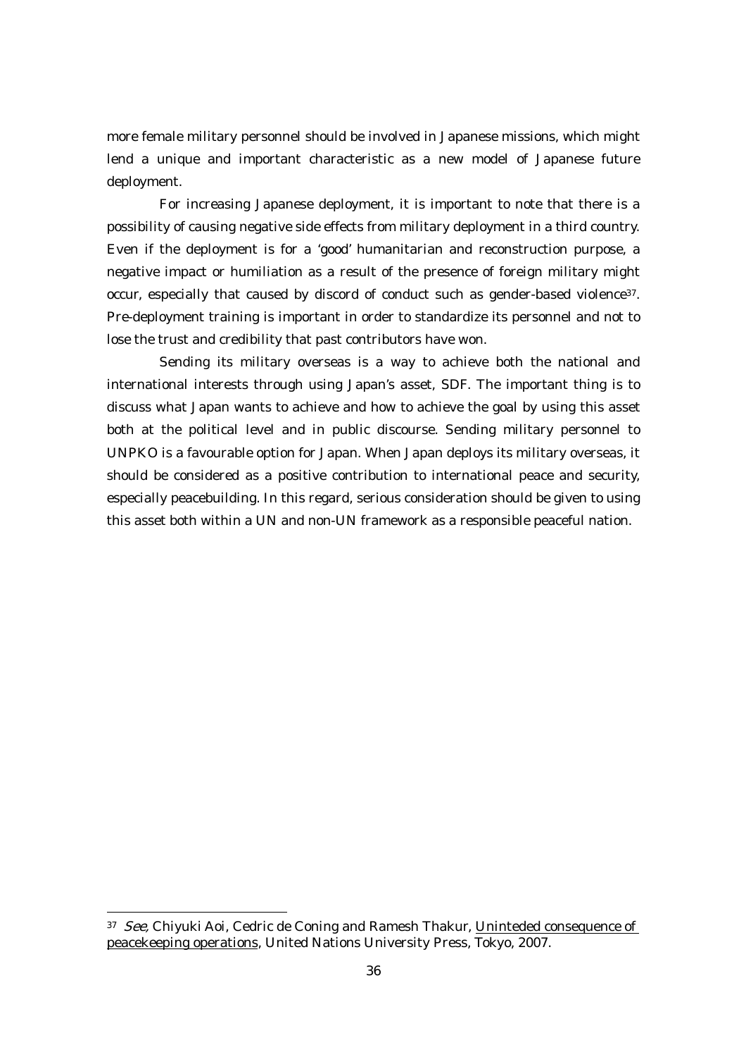more female military personnel should be involved in Japanese missions, which might lend a unique and important characteristic as a new model of Japanese future deployment.

For increasing Japanese deployment, it is important to note that there is a possibility of causing negative side effects from military deployment in a third country. Even if the deployment is for a 'good' humanitarian and reconstruction purpose, a negative impact or humiliation as a result of the presence of foreign military might occur, especially that caused by discord of conduct such as gender-based violence[37]. Pre-deployment training is important in order to standardize its personnel and not to lose the trust and credibility that past contributors have won.

Sending its military overseas is a way to achieve both the national and international interests through using Japan's asset, SDF. The important thing is to discuss what Japan wants to achieve and how to achieve the goal by using this asset both at the political level and in public discourse. Sending military personnel to UNPKO is a favourable option for Japan. When Japan deploys its military overseas, it should be considered as a positive contribution to international peace and security, especially peacebuilding. In this regard, serious consideration should be given to using this asset both within a UN and non-UN framework as a responsible peaceful nation.

---

[37] *See*, Chiyuki Aoi, Cedric de Coning and Ramesh Thakur, <u>Uninteded consequence of peacekeeping operations</u>, United Nations University Press, Tokyo, 2007.